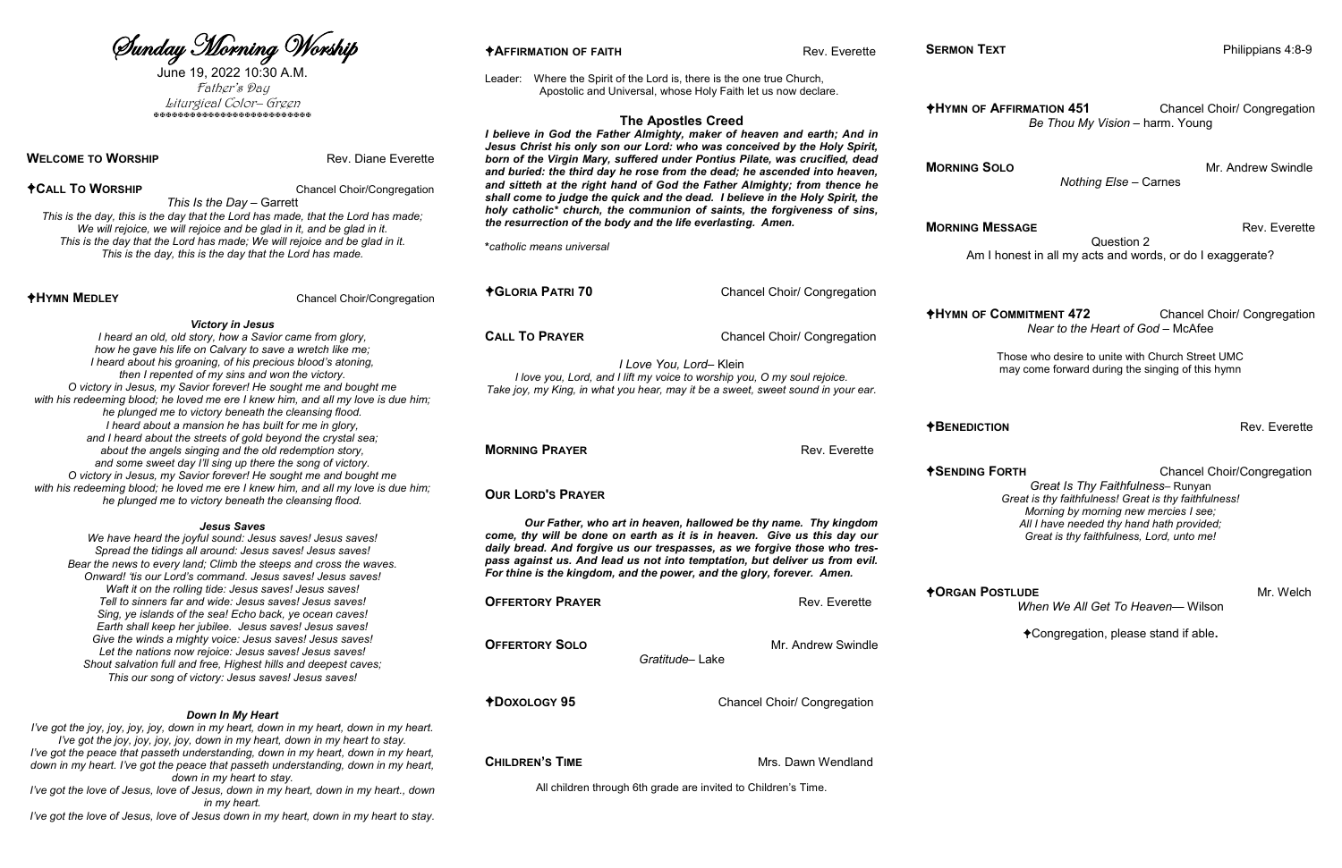# Sunday Morning Worship

June 19, 2022 10:30 A.M.
*Father's Day*
*Liturgical Color– Green*
\*\*\*\*\*\*\*\*\*\*\*\*\*\*\*\*\*\*\*\*\*\*\*\*\*\*

**WELCOME TO WORSHIP** — Rev. Diane Everette

**✝CALL TO WORSHIP** — Chancel Choir/Congregation
*This Is the Day* – Garrett

*This is the day, this is the day that the Lord has made, that the Lord has made;*
*We will rejoice, we will rejoice and be glad in it, and be glad in it.*
*This is the day that the Lord has made; We will rejoice and be glad in it.*
*This is the day, this is the day that the Lord has made.*

**✝HYMN MEDLEY** — Chancel Choir/Congregation

***Victory in Jesus***

*I heard an old, old story, how a Savior came from glory,*
*how he gave his life on Calvary to save a wretch like me;*
*I heard about his groaning, of his precious blood's atoning,*
*then I repented of my sins and won the victory.*
*O victory in Jesus, my Savior forever! He sought me and bought me*
*with his redeeming blood; he loved me ere I knew him, and all my love is due him;*
*he plunged me to victory beneath the cleansing flood.*
*I heard about a mansion he has built for me in glory,*
*and I heard about the streets of gold beyond the crystal sea;*
*about the angels singing and the old redemption story,*
*and some sweet day I'll sing up there the song of victory.*
*O victory in Jesus, my Savior forever! He sought me and bought me*
*with his redeeming blood; he loved me ere I knew him, and all my love is due him;*
*he plunged me to victory beneath the cleansing flood.*

***Jesus Saves***

*We have heard the joyful sound: Jesus saves! Jesus saves!*
*Spread the tidings all around: Jesus saves! Jesus saves!*
*Bear the news to every land; Climb the steeps and cross the waves.*
*Onward! 'tis our Lord's command. Jesus saves! Jesus saves!*
*Waft it on the rolling tide: Jesus saves! Jesus saves!*
*Tell to sinners far and wide: Jesus saves! Jesus saves!*
*Sing, ye islands of the sea! Echo back, ye ocean caves!*
*Earth shall keep her jubilee. Jesus saves! Jesus saves!*
*Give the winds a mighty voice: Jesus saves! Jesus saves!*
*Let the nations now rejoice: Jesus saves! Jesus saves!*
*Shout salvation full and free, Highest hills and deepest caves;*
*This our song of victory: Jesus saves! Jesus saves!*

***Down In My Heart***

*I've got the joy, joy, joy, joy, down in my heart, down in my heart, down in my heart.*
*I've got the joy, joy, joy, joy, down in my heart, down in my heart to stay.*
*I've got the peace that passeth understanding, down in my heart, down in my heart, down in my heart. I've got the peace that passeth understanding, down in my heart, down in my heart to stay.*
*I've got the love of Jesus, love of Jesus, down in my heart, down in my heart., down in my heart.*
*I've got the love of Jesus, love of Jesus down in my heart, down in my heart to stay.*

**✝AFFIRMATION OF FAITH** — Rev. Everette

Leader: Where the Spirit of the Lord is, there is the one true Church, Apostolic and Universal, whose Holy Faith let us now declare.

### The Apostles Creed

***I believe in God the Father Almighty, maker of heaven and earth; And in Jesus Christ his only son our Lord: who was conceived by the Holy Spirit, born of the Virgin Mary, suffered under Pontius Pilate, was crucified, dead and buried: the third day he rose from the dead; he ascended into heaven, and sitteth at the right hand of God the Father Almighty; from thence he shall come to judge the quick and the dead. I believe in the Holy Spirit, the holy catholic\* church, the communion of saints, the forgiveness of sins, the resurrection of the body and the life everlasting. Amen.***

*\*catholic means universal*

**✝GLORIA PATRI 70** — Chancel Choir/ Congregation

**CALL TO PRAYER** — Chancel Choir/ Congregation
*I Love You, Lord*– Klein

*I love you, Lord, and I lift my voice to worship you, O my soul rejoice.*
*Take joy, my King, in what you hear, may it be a sweet, sweet sound in your ear.*

**MORNING PRAYER** — Rev. Everette

**OUR LORD'S PRAYER**

***Our Father, who art in heaven, hallowed be thy name. Thy kingdom come, thy will be done on earth as it is in heaven. Give us this day our daily bread. And forgive us our trespasses, as we forgive those who trespass against us. And lead us not into temptation, but deliver us from evil. For thine is the kingdom, and the power, and the glory, forever. Amen.***

**OFFERTORY PRAYER** — Rev. Everette

**OFFERTORY SOLO** — Mr. Andrew Swindle
*Gratitude*– Lake

**✝DOXOLOGY 95** — Chancel Choir/ Congregation

**CHILDREN'S TIME** — Mrs. Dawn Wendland

All children through 6th grade are invited to Children's Time.

**SERMON TEXT** — Philippians 4:8-9

**✝HYMN OF AFFIRMATION 451** — Chancel Choir/ Congregation
*Be Thou My Vision* – harm. Young

**MORNING SOLO** — Mr. Andrew Swindle
*Nothing Else* – Carnes

**MORNING MESSAGE** — Rev. Everette
Question 2
Am I honest in all my acts and words, or do I exaggerate?

**✝HYMN OF COMMITMENT 472** — Chancel Choir/ Congregation
*Near to the Heart of God* – McAfee

Those who desire to unite with Church Street UMC may come forward during the singing of this hymn

**✝BENEDICTION** — Rev. Everette

**✝SENDING FORTH** — Chancel Choir/Congregation
*Great Is Thy Faithfulness*– Runyan

*Great is thy faithfulness! Great is thy faithfulness!*
*Morning by morning new mercies I see;*
*All I have needed thy hand hath provided;*
*Great is thy faithfulness, Lord, unto me!*

**✝ORGAN POSTLUDE** — Mr. Welch
*When We All Get To Heaven*— Wilson

✝Congregation, please stand if able.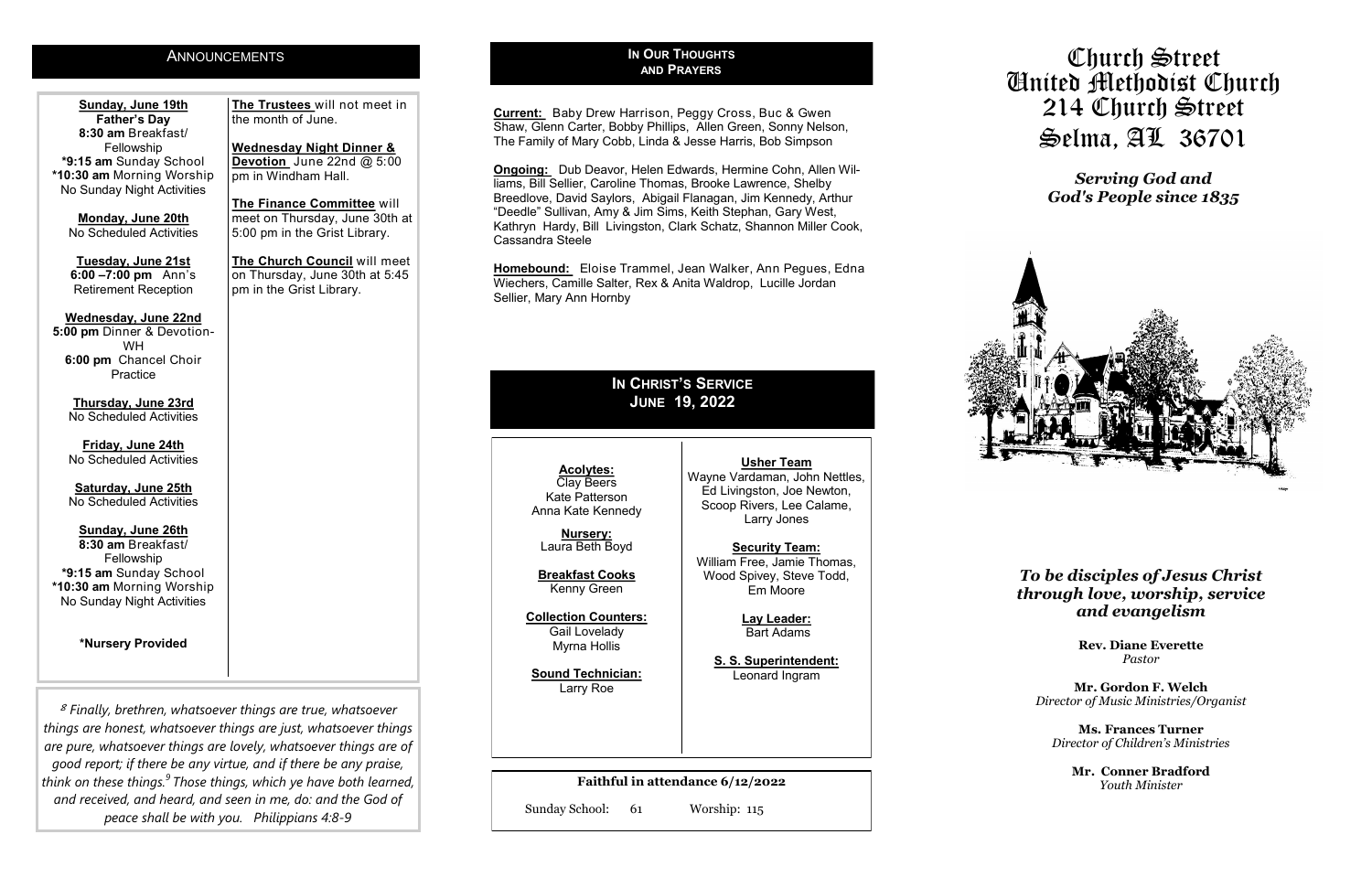## Announcements

**Sunday, June 19th**
**Father's Day**
**8:30 am** Breakfast/ Fellowship
***9:15 am** Sunday School
***10:30 am** Morning Worship
No Sunday Night Activities

**Monday, June 20th**
No Scheduled Activities

**Tuesday, June 21st**
**6:00 –7:00 pm** Ann's Retirement Reception

**Wednesday, June 22nd**
**5:00 pm** Dinner & Devotion-WH
**6:00 pm** Chancel Choir Practice

**Thursday, June 23rd**
No Scheduled Activities

**Friday, June 24th**
No Scheduled Activities

**Saturday, June 25th**
No Scheduled Activities

**Sunday, June 26th**
**8:30 am** Breakfast/ Fellowship
***9:15 am** Sunday School
***10:30 am** Morning Worship
No Sunday Night Activities

***Nursery Provided**

**The Trustees** will not meet in the month of June.

**Wednesday Night Dinner & Devotion** June 22nd @ 5:00 pm in Windham Hall.

**The Finance Committee** will meet on Thursday, June 30th at 5:00 pm in the Grist Library.

**The Church Council** will meet on Thursday, June 30th at 5:45 pm in the Grist Library.

*[8] Finally, brethren, whatsoever things are true, whatsoever things are honest, whatsoever things are just, whatsoever things are pure, whatsoever things are lovely, whatsoever things are of good report; if there be any virtue, and if there be any praise, think on these things.[9] Those things, which ye have both learned, and received, and heard, and seen in me, do: and the God of peace shall be with you. Philippians 4:8-9*

## In Our Thoughts and Prayers

**Current:** Baby Drew Harrison, Peggy Cross, Buc & Gwen Shaw, Glenn Carter, Bobby Phillips, Allen Green, Sonny Nelson, The Family of Mary Cobb, Linda & Jesse Harris, Bob Simpson

**Ongoing:** Dub Deavor, Helen Edwards, Hermine Cohn, Allen Williams, Bill Sellier, Caroline Thomas, Brooke Lawrence, Shelby Breedlove, David Saylors, Abigail Flanagan, Jim Kennedy, Arthur "Deedle" Sullivan, Amy & Jim Sims, Keith Stephan, Gary West, Kathryn Hardy, Bill Livingston, Clark Schatz, Shannon Miller Cook, Cassandra Steele

**Homebound:** Eloise Trammel, Jean Walker, Ann Pegues, Edna Wiechers, Camille Salter, Rex & Anita Waldrop, Lucille Jordan Sellier, Mary Ann Hornby

## In Christ's Service
## June 19, 2022

**Acolytes:**
Clay Beers
Kate Patterson
Anna Kate Kennedy

**Nursery:**
Laura Beth Boyd

**Breakfast Cooks**
Kenny Green

**Collection Counters:**
Gail Lovelady
Myrna Hollis

**Sound Technician:**
Larry Roe

**Usher Team**
Wayne Vardaman, John Nettles, Ed Livingston, Joe Newton, Scoop Rivers, Lee Calame, Larry Jones

**Security Team:**
William Free, Jamie Thomas, Wood Spivey, Steve Todd, Em Moore

**Lay Leader:**
Bart Adams

**S. S. Superintendent:**
Leonard Ingram

**Faithful in attendance 6/12/2022**

Sunday School: 61 Worship: 115

# Church Street United Methodist Church
# 214 Church Street
# Selma, AL 36701

***Serving God and God's People since 1835***

***To be disciples of Jesus Christ through love, worship, service and evangelism***

**Rev. Diane Everette**
*Pastor*

**Mr. Gordon F. Welch**
*Director of Music Ministries/Organist*

**Ms. Frances Turner**
*Director of Children's Ministries*

**Mr. Conner Bradford**
*Youth Minister*